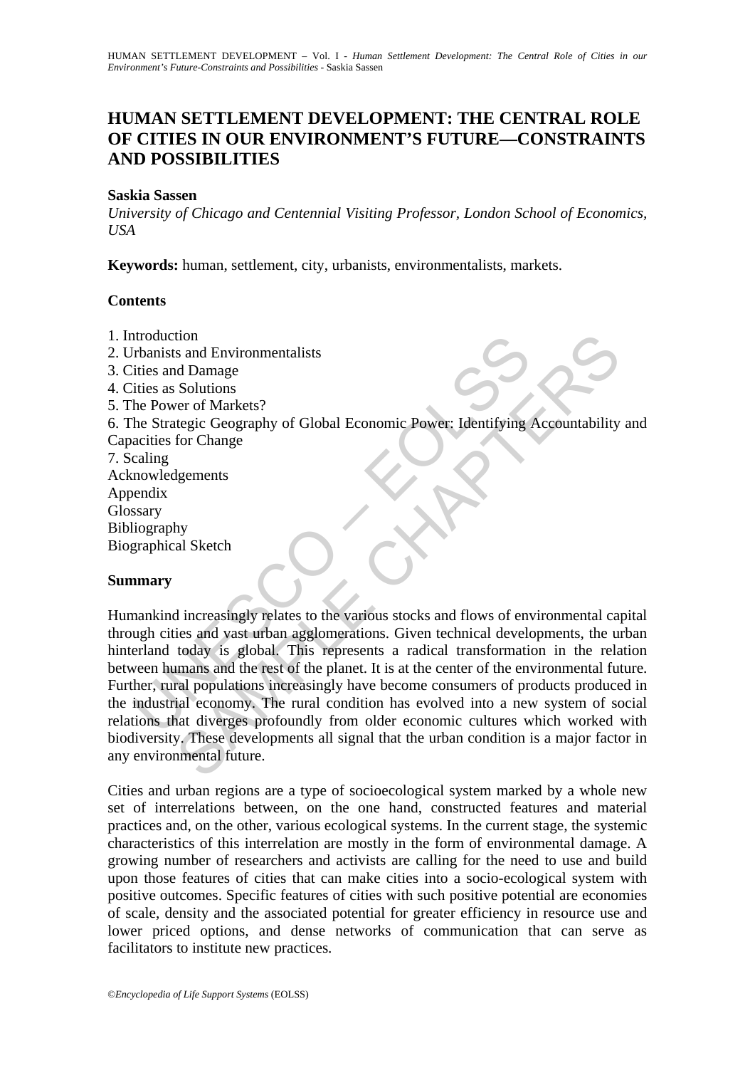# HUMAN SETTLEMENT DEVELOPMENT: THE CENTRAL ROLE OF CITIES IN OUR ENVIRONMENT'S FUTURE—CONSTRAINTS AND POSSIBILITIES

**Saskia Sassen**

*University of Chicago and Centennial Visiting Professor, London School of Economics, USA*

**Keywords:** human, settlement, city, urbanists, environmentalists, markets.

## Contents

1. Introduction
2. Urbanists and Environmentalists
3. Cities and Damage
4. Cities as Solutions
5. The Power of Markets?
6. The Strategic Geography of Global Economic Power: Identifying Accountability and Capacities for Change
7. Scaling

Acknowledgements
Appendix
Glossary
Bibliography
Biographical Sketch

## Summary

Humankind increasingly relates to the various stocks and flows of environmental capital through cities and vast urban agglomerations. Given technical developments, the urban hinterland today is global. This represents a radical transformation in the relation between humans and the rest of the planet. It is at the center of the environmental future. Further, rural populations increasingly have become consumers of products produced in the industrial economy. The rural condition has evolved into a new system of social relations that diverges profoundly from older economic cultures which worked with biodiversity. These developments all signal that the urban condition is a major factor in any environmental future.

Cities and urban regions are a type of socioecological system marked by a whole new set of interrelations between, on the one hand, constructed features and material practices and, on the other, various ecological systems. In the current stage, the systemic characteristics of this interrelation are mostly in the form of environmental damage. A growing number of researchers and activists are calling for the need to use and build upon those features of cities that can make cities into a socio-ecological system with positive outcomes. Specific features of cities with such positive potential are economies of scale, density and the associated potential for greater efficiency in resource use and lower priced options, and dense networks of communication that can serve as facilitators to institute new practices.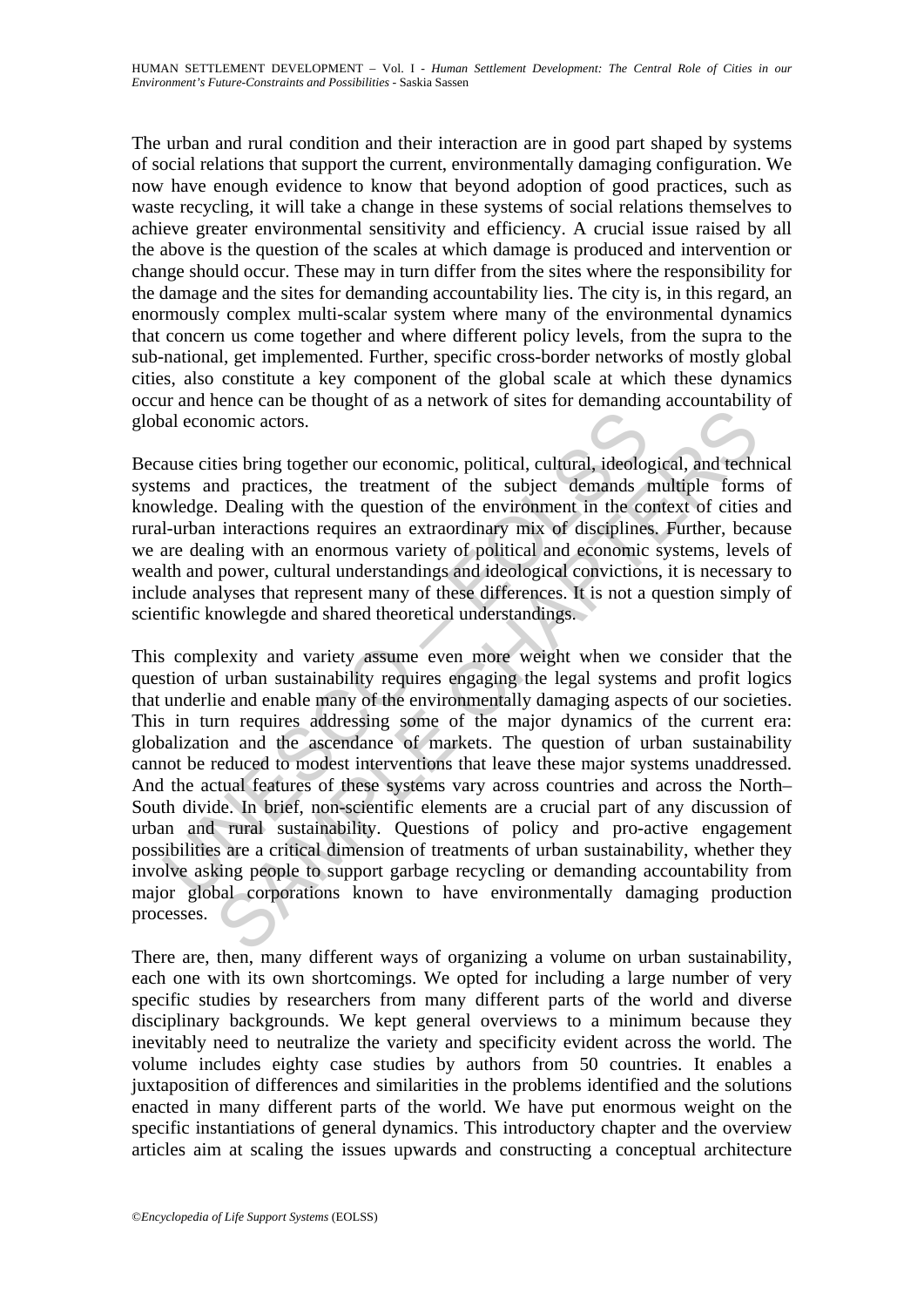The urban and rural condition and their interaction are in good part shaped by systems of social relations that support the current, environmentally damaging configuration. We now have enough evidence to know that beyond adoption of good practices, such as waste recycling, it will take a change in these systems of social relations themselves to achieve greater environmental sensitivity and efficiency. A crucial issue raised by all the above is the question of the scales at which damage is produced and intervention or change should occur. These may in turn differ from the sites where the responsibility for the damage and the sites for demanding accountability lies. The city is, in this regard, an enormously complex multi-scalar system where many of the environmental dynamics that concern us come together and where different policy levels, from the supra to the sub-national, get implemented. Further, specific cross-border networks of mostly global cities, also constitute a key component of the global scale at which these dynamics occur and hence can be thought of as a network of sites for demanding accountability of global economic actors.

Because cities bring together our economic, political, cultural, ideological, and technical systems and practices, the treatment of the subject demands multiple forms of knowledge. Dealing with the question of the environment in the context of cities and rural-urban interactions requires an extraordinary mix of disciplines. Further, because we are dealing with an enormous variety of political and economic systems, levels of wealth and power, cultural understandings and ideological convictions, it is necessary to include analyses that represent many of these differences. It is not a question simply of scientific knowlegde and shared theoretical understandings.

This complexity and variety assume even more weight when we consider that the question of urban sustainability requires engaging the legal systems and profit logics that underlie and enable many of the environmentally damaging aspects of our societies. This in turn requires addressing some of the major dynamics of the current era: globalization and the ascendance of markets. The question of urban sustainability cannot be reduced to modest interventions that leave these major systems unaddressed. And the actual features of these systems vary across countries and across the North–South divide. In brief, non-scientific elements are a crucial part of any discussion of urban and rural sustainability. Questions of policy and pro-active engagement possibilities are a critical dimension of treatments of urban sustainability, whether they involve asking people to support garbage recycling or demanding accountability from major global corporations known to have environmentally damaging production processes.

There are, then, many different ways of organizing a volume on urban sustainability, each one with its own shortcomings. We opted for including a large number of very specific studies by researchers from many different parts of the world and diverse disciplinary backgrounds. We kept general overviews to a minimum because they inevitably need to neutralize the variety and specificity evident across the world. The volume includes eighty case studies by authors from 50 countries. It enables a juxtaposition of differences and similarities in the problems identified and the solutions enacted in many different parts of the world. We have put enormous weight on the specific instantiations of general dynamics. This introductory chapter and the overview articles aim at scaling the issues upwards and constructing a conceptual architecture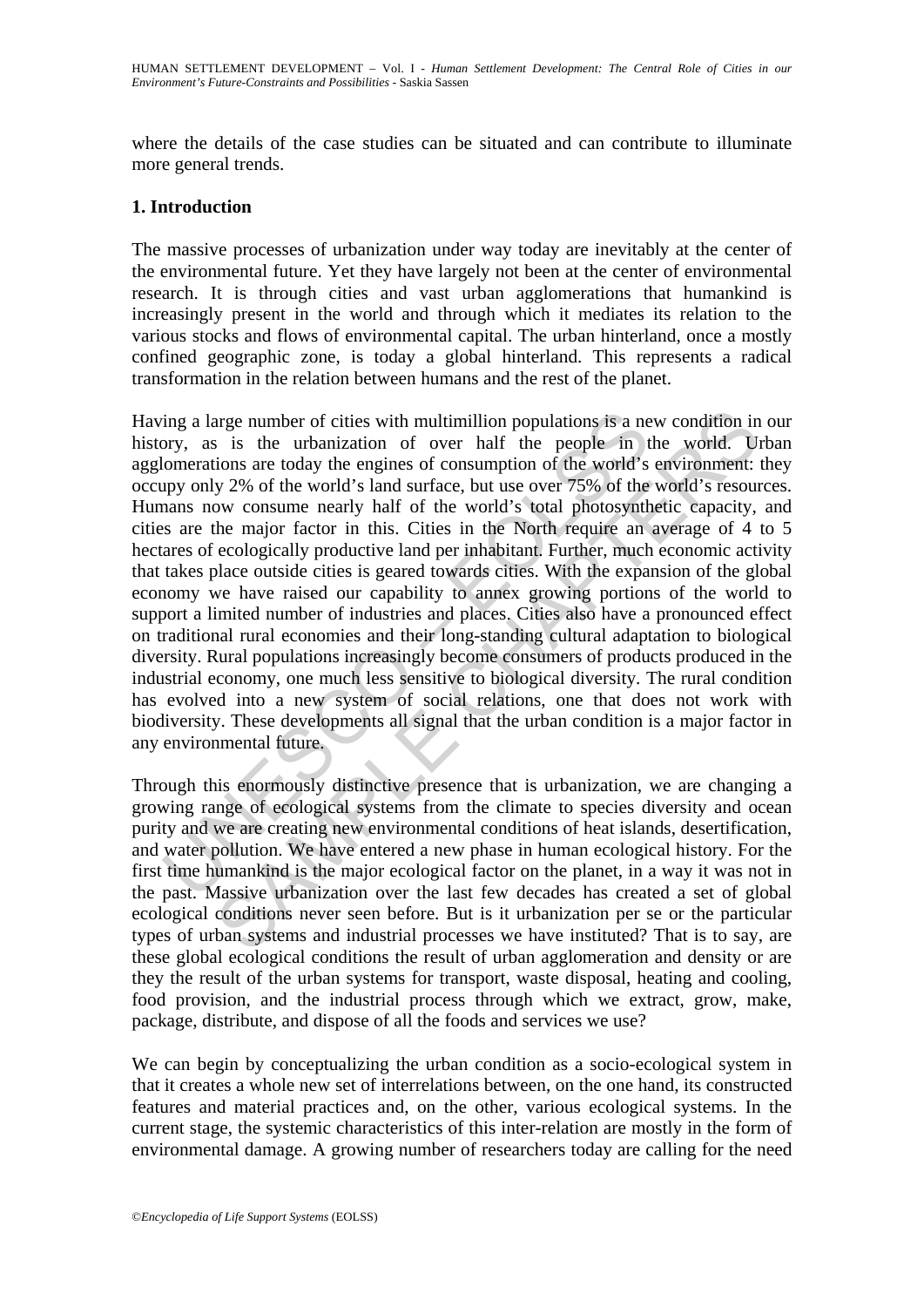where the details of the case studies can be situated and can contribute to illuminate more general trends.

## 1. Introduction

The massive processes of urbanization under way today are inevitably at the center of the environmental future. Yet they have largely not been at the center of environmental research. It is through cities and vast urban agglomerations that humankind is increasingly present in the world and through which it mediates its relation to the various stocks and flows of environmental capital. The urban hinterland, once a mostly confined geographic zone, is today a global hinterland. This represents a radical transformation in the relation between humans and the rest of the planet.

Having a large number of cities with multimillion populations is a new condition in our history, as is the urbanization of over half the people in the world. Urban agglomerations are today the engines of consumption of the world's environment: they occupy only 2% of the world's land surface, but use over 75% of the world's resources. Humans now consume nearly half of the world's total photosynthetic capacity, and cities are the major factor in this. Cities in the North require an average of 4 to 5 hectares of ecologically productive land per inhabitant. Further, much economic activity that takes place outside cities is geared towards cities. With the expansion of the global economy we have raised our capability to annex growing portions of the world to support a limited number of industries and places. Cities also have a pronounced effect on traditional rural economies and their long-standing cultural adaptation to biological diversity. Rural populations increasingly become consumers of products produced in the industrial economy, one much less sensitive to biological diversity. The rural condition has evolved into a new system of social relations, one that does not work with biodiversity. These developments all signal that the urban condition is a major factor in any environmental future.

Through this enormously distinctive presence that is urbanization, we are changing a growing range of ecological systems from the climate to species diversity and ocean purity and we are creating new environmental conditions of heat islands, desertification, and water pollution. We have entered a new phase in human ecological history. For the first time humankind is the major ecological factor on the planet, in a way it was not in the past. Massive urbanization over the last few decades has created a set of global ecological conditions never seen before. But is it urbanization per se or the particular types of urban systems and industrial processes we have instituted? That is to say, are these global ecological conditions the result of urban agglomeration and density or are they the result of the urban systems for transport, waste disposal, heating and cooling, food provision, and the industrial process through which we extract, grow, make, package, distribute, and dispose of all the foods and services we use?

We can begin by conceptualizing the urban condition as a socio-ecological system in that it creates a whole new set of interrelations between, on the one hand, its constructed features and material practices and, on the other, various ecological systems. In the current stage, the systemic characteristics of this inter-relation are mostly in the form of environmental damage. A growing number of researchers today are calling for the need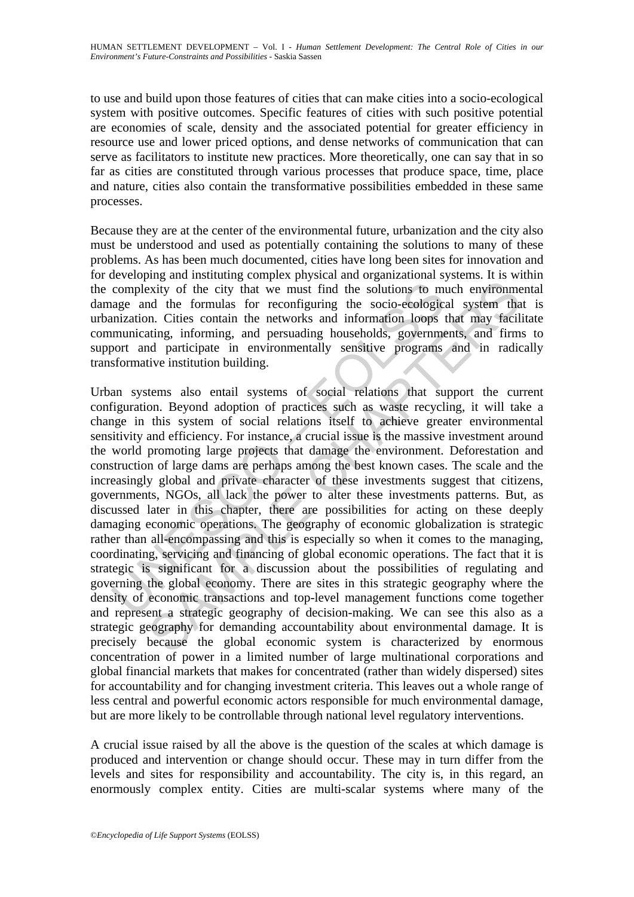to use and build upon those features of cities that can make cities into a socio-ecological system with positive outcomes. Specific features of cities with such positive potential are economies of scale, density and the associated potential for greater efficiency in resource use and lower priced options, and dense networks of communication that can serve as facilitators to institute new practices. More theoretically, one can say that in so far as cities are constituted through various processes that produce space, time, place and nature, cities also contain the transformative possibilities embedded in these same processes.

Because they are at the center of the environmental future, urbanization and the city also must be understood and used as potentially containing the solutions to many of these problems. As has been much documented, cities have long been sites for innovation and for developing and instituting complex physical and organizational systems. It is within the complexity of the city that we must find the solutions to much environmental damage and the formulas for reconfiguring the socio-ecological system that is urbanization. Cities contain the networks and information loops that may facilitate communicating, informing, and persuading households, governments, and firms to support and participate in environmentally sensitive programs and in radically transformative institution building.

Urban systems also entail systems of social relations that support the current configuration. Beyond adoption of practices such as waste recycling, it will take a change in this system of social relations itself to achieve greater environmental sensitivity and efficiency. For instance, a crucial issue is the massive investment around the world promoting large projects that damage the environment. Deforestation and construction of large dams are perhaps among the best known cases. The scale and the increasingly global and private character of these investments suggest that citizens, governments, NGOs, all lack the power to alter these investments patterns. But, as discussed later in this chapter, there are possibilities for acting on these deeply damaging economic operations. The geography of economic globalization is strategic rather than all-encompassing and this is especially so when it comes to the managing, coordinating, servicing and financing of global economic operations. The fact that it is strategic is significant for a discussion about the possibilities of regulating and governing the global economy. There are sites in this strategic geography where the density of economic transactions and top-level management functions come together and represent a strategic geography of decision-making. We can see this also as a strategic geography for demanding accountability about environmental damage. It is precisely because the global economic system is characterized by enormous concentration of power in a limited number of large multinational corporations and global financial markets that makes for concentrated (rather than widely dispersed) sites for accountability and for changing investment criteria. This leaves out a whole range of less central and powerful economic actors responsible for much environmental damage, but are more likely to be controllable through national level regulatory interventions.

A crucial issue raised by all the above is the question of the scales at which damage is produced and intervention or change should occur. These may in turn differ from the levels and sites for responsibility and accountability. The city is, in this regard, an enormously complex entity. Cities are multi-scalar systems where many of the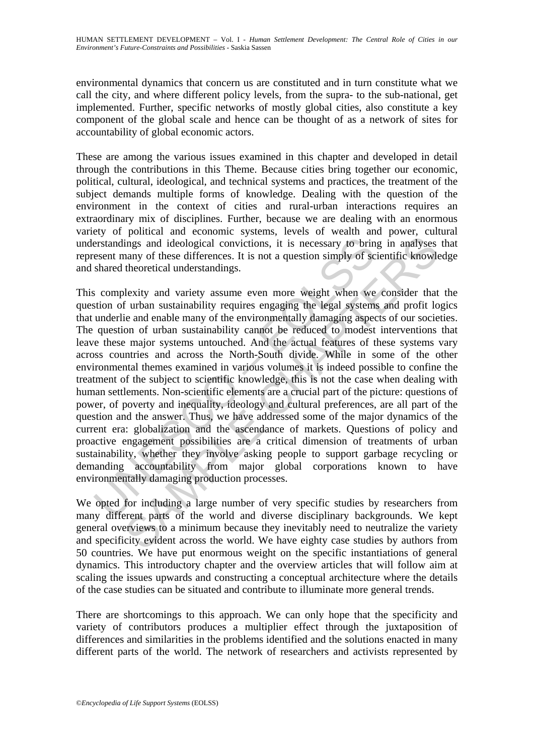environmental dynamics that concern us are constituted and in turn constitute what we call the city, and where different policy levels, from the supra- to the sub-national, get implemented. Further, specific networks of mostly global cities, also constitute a key component of the global scale and hence can be thought of as a network of sites for accountability of global economic actors.

These are among the various issues examined in this chapter and developed in detail through the contributions in this Theme. Because cities bring together our economic, political, cultural, ideological, and technical systems and practices, the treatment of the subject demands multiple forms of knowledge. Dealing with the question of the environment in the context of cities and rural-urban interactions requires an extraordinary mix of disciplines. Further, because we are dealing with an enormous variety of political and economic systems, levels of wealth and power, cultural understandings and ideological convictions, it is necessary to bring in analyses that represent many of these differences. It is not a question simply of scientific knowledge and shared theoretical understandings.

This complexity and variety assume even more weight when we consider that the question of urban sustainability requires engaging the legal systems and profit logics that underlie and enable many of the environmentally damaging aspects of our societies. The question of urban sustainability cannot be reduced to modest interventions that leave these major systems untouched. And the actual features of these systems vary across countries and across the North-South divide. While in some of the other environmental themes examined in various volumes it is indeed possible to confine the treatment of the subject to scientific knowledge, this is not the case when dealing with human settlements. Non-scientific elements are a crucial part of the picture: questions of power, of poverty and inequality, ideology and cultural preferences, are all part of the question and the answer. Thus, we have addressed some of the major dynamics of the current era: globalization and the ascendance of markets. Questions of policy and proactive engagement possibilities are a critical dimension of treatments of urban sustainability, whether they involve asking people to support garbage recycling or demanding accountability from major global corporations known to have environmentally damaging production processes.

We opted for including a large number of very specific studies by researchers from many different parts of the world and diverse disciplinary backgrounds. We kept general overviews to a minimum because they inevitably need to neutralize the variety and specificity evident across the world. We have eighty case studies by authors from 50 countries. We have put enormous weight on the specific instantiations of general dynamics. This introductory chapter and the overview articles that will follow aim at scaling the issues upwards and constructing a conceptual architecture where the details of the case studies can be situated and contribute to illuminate more general trends.

There are shortcomings to this approach. We can only hope that the specificity and variety of contributors produces a multiplier effect through the juxtaposition of differences and similarities in the problems identified and the solutions enacted in many different parts of the world. The network of researchers and activists represented by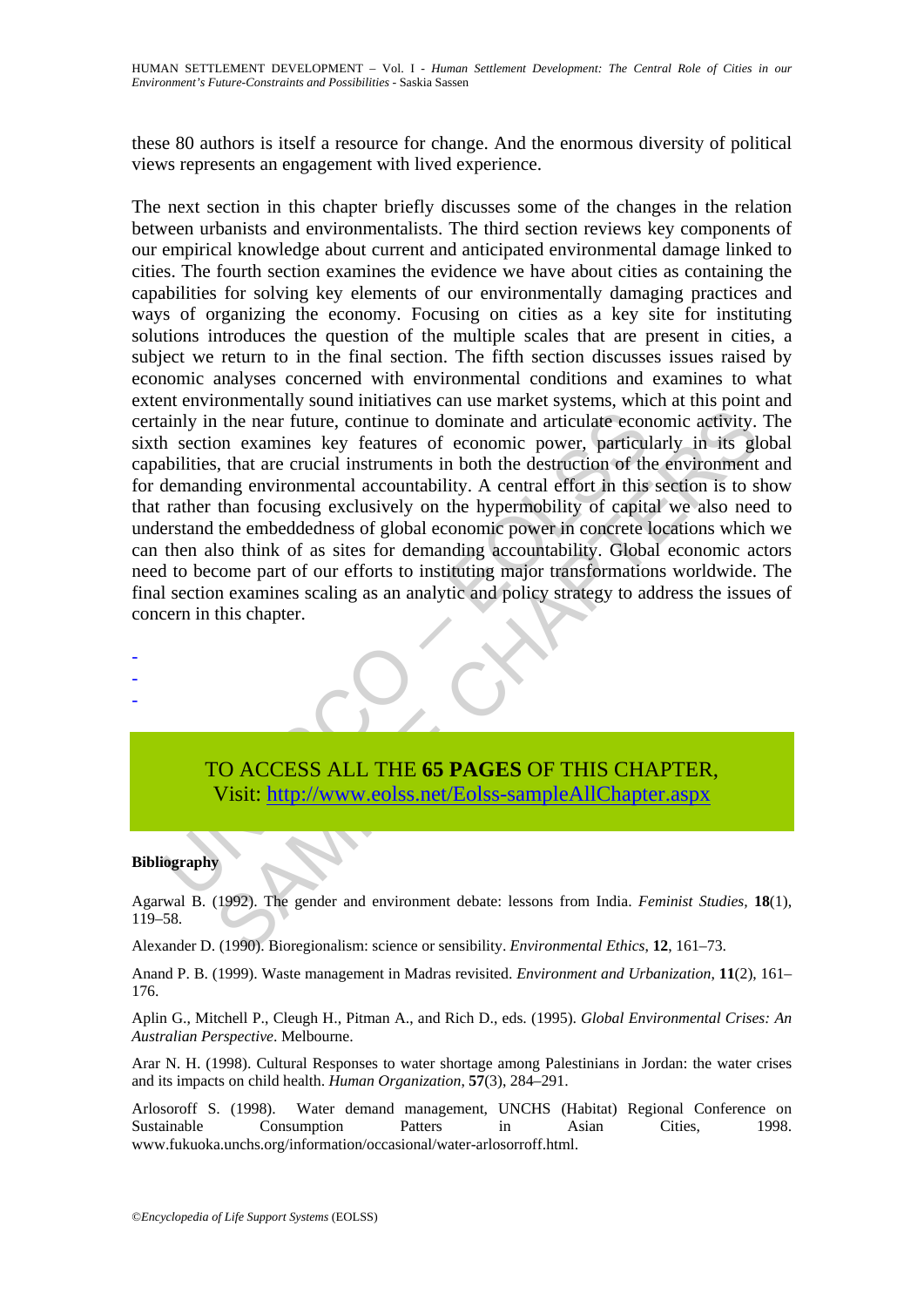these 80 authors is itself a resource for change. And the enormous diversity of political views represents an engagement with lived experience.

The next section in this chapter briefly discusses some of the changes in the relation between urbanists and environmentalists. The third section reviews key components of our empirical knowledge about current and anticipated environmental damage linked to cities. The fourth section examines the evidence we have about cities as containing the capabilities for solving key elements of our environmentally damaging practices and ways of organizing the economy. Focusing on cities as a key site for instituting solutions introduces the question of the multiple scales that are present in cities, a subject we return to in the final section. The fifth section discusses issues raised by economic analyses concerned with environmental conditions and examines to what extent environmentally sound initiatives can use market systems, which at this point and certainly in the near future, continue to dominate and articulate economic activity. The sixth section examines key features of economic power, particularly in its global capabilities, that are crucial instruments in both the destruction of the environment and for demanding environmental accountability. A central effort in this section is to show that rather than focusing exclusively on the hypermobility of capital we also need to understand the embeddedness of global economic power in concrete locations which we can then also think of as sites for demanding accountability. Global economic actors need to become part of our efforts to instituting major transformations worldwide. The final section examines scaling as an analytic and policy strategy to address the issues of concern in this chapter.

-
-
-

TO ACCESS ALL THE **65 PAGES** OF THIS CHAPTER,
Visit: http://www.eolss.net/Eolss-sampleAllChapter.aspx

**Bibliography**

Agarwal B. (1992). The gender and environment debate: lessons from India. *Feminist Studies*, **18**(1), 119–58.

Alexander D. (1990). Bioregionalism: science or sensibility. *Environmental Ethics*, **12**, 161–73.

Anand P. B. (1999). Waste management in Madras revisited. *Environment and Urbanization*, **11**(2), 161–176.

Aplin G., Mitchell P., Cleugh H., Pitman A., and Rich D., eds. (1995). *Global Environmental Crises: An Australian Perspective*. Melbourne.

Arar N. H. (1998). Cultural Responses to water shortage among Palestinians in Jordan: the water crises and its impacts on child health. *Human Organization*, **57**(3), 284–291.

Arlosoroff S. (1998). Water demand management, UNCHS (Habitat) Regional Conference on Sustainable Consumption Patters in Asian Cities, 1998. www.fukuoka.unchs.org/information/occasional/water-arlosorroff.html.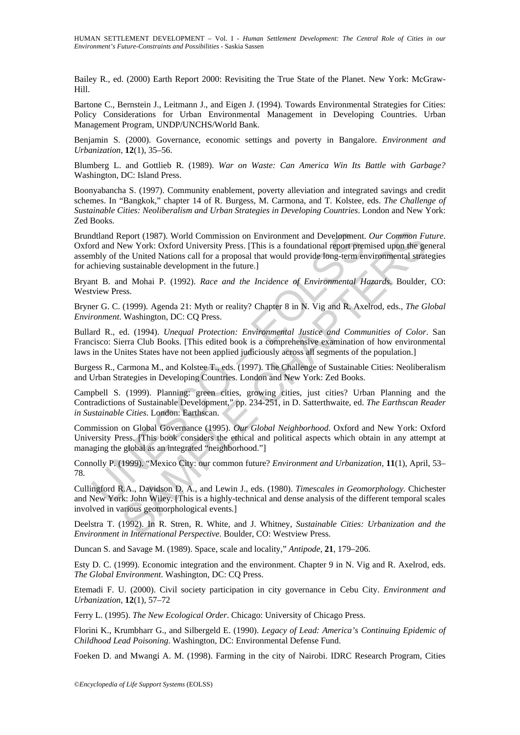Bailey R., ed. (2000) Earth Report 2000: Revisiting the True State of the Planet. New York: McGraw-Hill.

Bartone C., Bernstein J., Leitmann J., and Eigen J. (1994). Towards Environmental Strategies for Cities: Policy Considerations for Urban Environmental Management in Developing Countries. Urban Management Program, UNDP/UNCHS/World Bank.

Benjamin S. (2000). Governance, economic settings and poverty in Bangalore. *Environment and Urbanization*, **12**(1), 35–56.

Blumberg L. and Gottlieb R. (1989). *War on Waste: Can America Win Its Battle with Garbage?* Washington, DC: Island Press.

Boonyabancha S. (1997). Community enablement, poverty alleviation and integrated savings and credit schemes. In "Bangkok," chapter 14 of R. Burgess, M. Carmona, and T. Kolstee, eds. *The Challenge of Sustainable Cities: Neoliberalism and Urban Strategies in Developing Countries*. London and New York: Zed Books.

Brundtland Report (1987). World Commission on Environment and Development. *Our Common Future*. Oxford and New York: Oxford University Press. [This is a foundational report premised upon the general assembly of the United Nations call for a proposal that would provide long-term environmental strategies for achieving sustainable development in the future.]

Bryant B. and Mohai P. (1992). *Race and the Incidence of Environmental Hazards*. Boulder, CO: Westview Press.

Bryner G. C. (1999). Agenda 21: Myth or reality? Chapter 8 in N. Vig and R. Axelrod, eds., *The Global Environment*. Washington, DC: CQ Press.

Bullard R., ed. (1994). *Unequal Protection: Environmental Justice and Communities of Color*. San Francisco: Sierra Club Books. [This edited book is a comprehensive examination of how environmental laws in the Unites States have not been applied judiciously across all segments of the population.]

Burgess R., Carmona M., and Kolstee T., eds. (1997). The Challenge of Sustainable Cities: Neoliberalism and Urban Strategies in Developing Countries. London and New York: Zed Books.

Campbell S. (1999). Planning: green cities, growing cities, just cities? Urban Planning and the Contradictions of Sustainable Development," pp. 234-251, in D. Satterthwaite, ed. *The Earthscan Reader in Sustainable Cities*. London: Earthscan.

Commission on Global Governance (1995). *Our Global Neighborhood*. Oxford and New York: Oxford University Press. [This book considers the ethical and political aspects which obtain in any attempt at managing the global as an integrated "neighborhood."]

Connolly P. (1999). "Mexico City: our common future? *Environment and Urbanization*, **11**(1), April, 53–78.

Cullingford R.A., Davidson D. A., and Lewin J., eds. (1980). *Timescales in Geomorphology*. Chichester and New York: John Wiley. [This is a highly-technical and dense analysis of the different temporal scales involved in various geomorphological events.]

Deelstra T. (1992). In R. Stren, R. White, and J. Whitney, *Sustainable Cities: Urbanization and the Environment in International Perspective*. Boulder, CO: Westview Press.

Duncan S. and Savage M. (1989). Space, scale and locality," *Antipode*, **21**, 179–206.

Esty D. C. (1999). Economic integration and the environment. Chapter 9 in N. Vig and R. Axelrod, eds. *The Global Environment*. Washington, DC: CQ Press.

Etemadi F. U. (2000). Civil society participation in city governance in Cebu City. *Environment and Urbanization*, **12**(1), 57–72

Ferry L. (1995). *The New Ecological Order*. Chicago: University of Chicago Press.

Florini K., Krumbharr G., and Silbergeld E. (1990). *Legacy of Lead: America's Continuing Epidemic of Childhood Lead Poisoning*. Washington, DC: Environmental Defense Fund.

Foeken D. and Mwangi A. M. (1998). Farming in the city of Nairobi. IDRC Research Program, Cities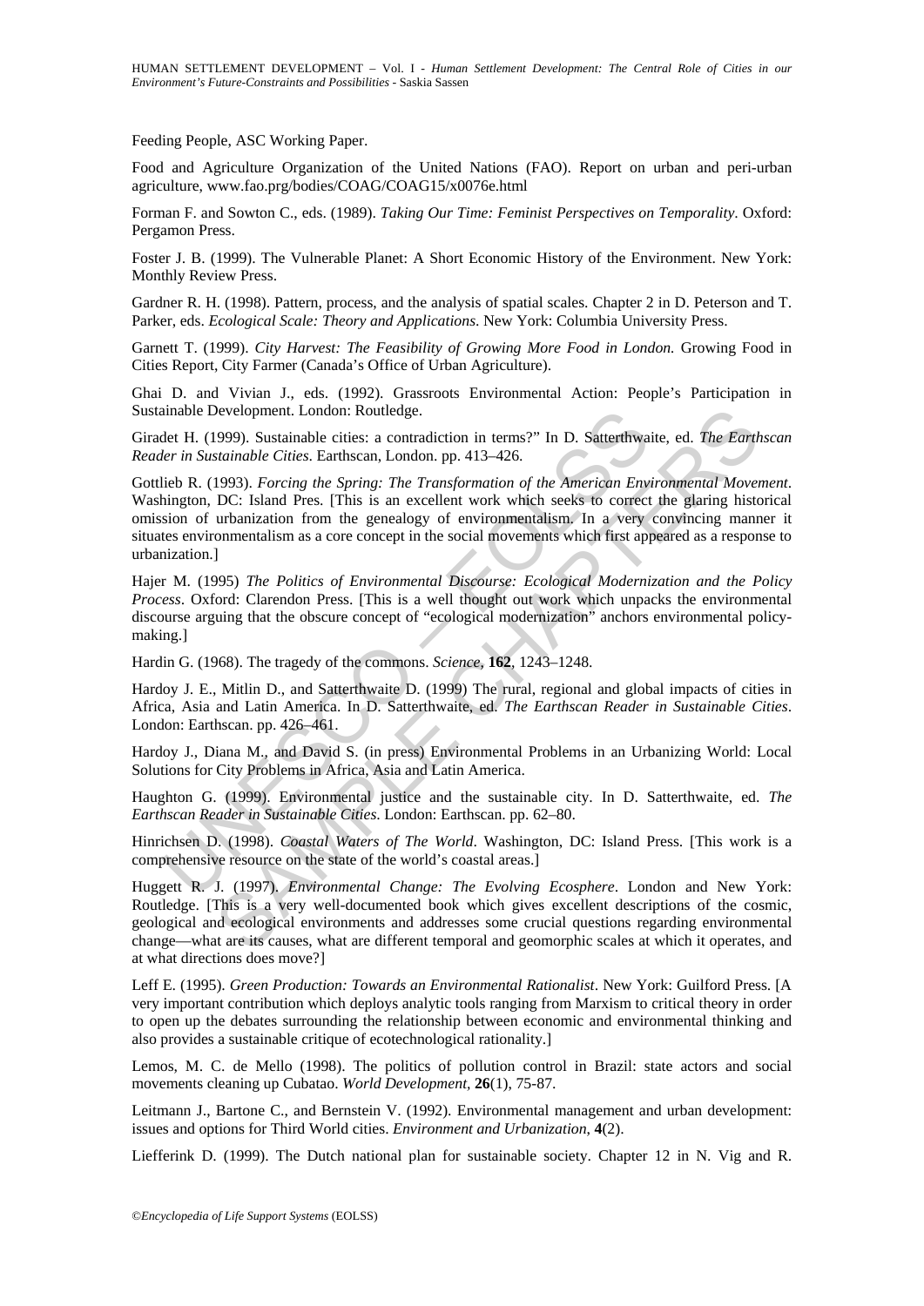Feeding People, ASC Working Paper.

Food and Agriculture Organization of the United Nations (FAO). Report on urban and peri-urban agriculture, www.fao.prg/bodies/COAG/COAG15/x0076e.html

Forman F. and Sowton C., eds. (1989). *Taking Our Time: Feminist Perspectives on Temporality*. Oxford: Pergamon Press.

Foster J. B. (1999). The Vulnerable Planet: A Short Economic History of the Environment. New York: Monthly Review Press.

Gardner R. H. (1998). Pattern, process, and the analysis of spatial scales. Chapter 2 in D. Peterson and T. Parker, eds. *Ecological Scale: Theory and Applications*. New York: Columbia University Press.

Garnett T. (1999). *City Harvest: The Feasibility of Growing More Food in London.* Growing Food in Cities Report, City Farmer (Canada's Office of Urban Agriculture).

Ghai D. and Vivian J., eds. (1992). Grassroots Environmental Action: People's Participation in Sustainable Development. London: Routledge.

Giradet H. (1999). Sustainable cities: a contradiction in terms?" In D. Satterthwaite, ed. *The Earthscan Reader in Sustainable Cities*. Earthscan, London. pp. 413–426.

Gottlieb R. (1993). *Forcing the Spring: The Transformation of the American Environmental Movement*. Washington, DC: Island Pres. [This is an excellent work which seeks to correct the glaring historical omission of urbanization from the genealogy of environmentalism. In a very convincing manner it situates environmentalism as a core concept in the social movements which first appeared as a response to urbanization.]

Hajer M. (1995) *The Politics of Environmental Discourse: Ecological Modernization and the Policy Process*. Oxford: Clarendon Press. [This is a well thought out work which unpacks the environmental discourse arguing that the obscure concept of "ecological modernization" anchors environmental policy-making.]

Hardin G. (1968). The tragedy of the commons. *Science*, **162**, 1243–1248.

Hardoy J. E., Mitlin D., and Satterthwaite D. (1999) The rural, regional and global impacts of cities in Africa, Asia and Latin America. In D. Satterthwaite, ed. *The Earthscan Reader in Sustainable Cities*. London: Earthscan. pp. 426–461.

Hardoy J., Diana M., and David S. (in press) Environmental Problems in an Urbanizing World: Local Solutions for City Problems in Africa, Asia and Latin America.

Haughton G. (1999). Environmental justice and the sustainable city. In D. Satterthwaite, ed. *The Earthscan Reader in Sustainable Cities*. London: Earthscan. pp. 62–80.

Hinrichsen D. (1998). *Coastal Waters of The World*. Washington, DC: Island Press. [This work is a comprehensive resource on the state of the world's coastal areas.]

Huggett R. J. (1997). *Environmental Change: The Evolving Ecosphere*. London and New York: Routledge. [This is a very well-documented book which gives excellent descriptions of the cosmic, geological and ecological environments and addresses some crucial questions regarding environmental change—what are its causes, what are different temporal and geomorphic scales at which it operates, and at what directions does move?]

Leff E. (1995). *Green Production: Towards an Environmental Rationalist*. New York: Guilford Press. [A very important contribution which deploys analytic tools ranging from Marxism to critical theory in order to open up the debates surrounding the relationship between economic and environmental thinking and also provides a sustainable critique of ecotechnological rationality.]

Lemos, M. C. de Mello (1998). The politics of pollution control in Brazil: state actors and social movements cleaning up Cubatao. *World Development*, **26**(1), 75-87.

Leitmann J., Bartone C., and Bernstein V. (1992). Environmental management and urban development: issues and options for Third World cities. *Environment and Urbanization*, **4**(2).

Liefferink D. (1999). The Dutch national plan for sustainable society. Chapter 12 in N. Vig and R.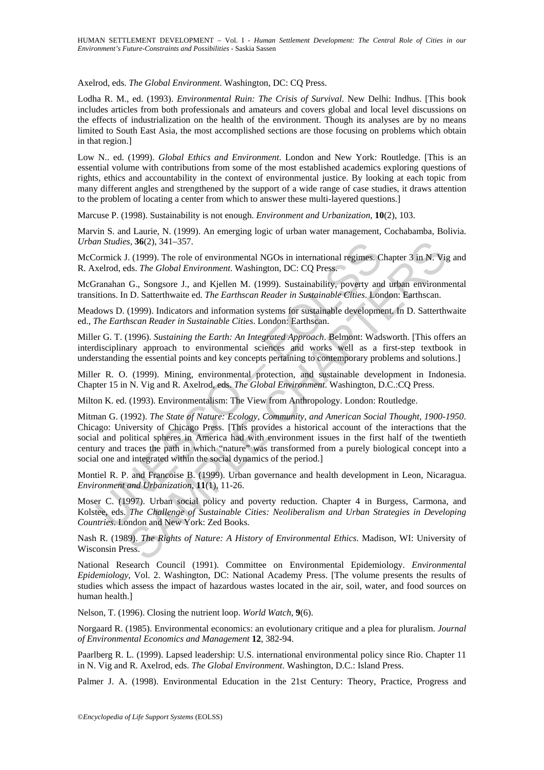Axelrod, eds. *The Global Environment*. Washington, DC: CQ Press.

Lodha R. M., ed. (1993). *Environmental Ruin: The Crisis of Survival*. New Delhi: Indhus. [This book includes articles from both professionals and amateurs and covers global and local level discussions on the effects of industrialization on the health of the environment. Though its analyses are by no means limited to South East Asia, the most accomplished sections are those focusing on problems which obtain in that region.]

Low N.. ed. (1999). *Global Ethics and Environment*. London and New York: Routledge. [This is an essential volume with contributions from some of the most established academics exploring questions of rights, ethics and accountability in the context of environmental justice. By looking at each topic from many different angles and strengthened by the support of a wide range of case studies, it draws attention to the problem of locating a center from which to answer these multi-layered questions.]

Marcuse P. (1998). Sustainability is not enough. *Environment and Urbanization*, **10**(2), 103.

Marvin S. and Laurie, N. (1999). An emerging logic of urban water management, Cochabamba, Bolivia. *Urban Studies*, **36**(2), 341–357.

McCormick J. (1999). The role of environmental NGOs in international regimes. Chapter 3 in N. Vig and R. Axelrod, eds. *The Global Environment*. Washington, DC: CQ Press.

McGranahan G., Songsore J., and Kjellen M. (1999). Sustainability, poverty and urban environmental transitions. In D. Satterthwaite ed. *The Earthscan Reader in Sustainable Cities*. London: Earthscan.

Meadows D. (1999). Indicators and information systems for sustainable development. In D. Satterthwaite ed., *The Earthscan Reader in Sustainable Cities*. London: Earthscan.

Miller G. T. (1996). *Sustaining the Earth: An Integrated Approach*. Belmont: Wadsworth. [This offers an interdisciplinary approach to environmental sciences and works well as a first-step textbook in understanding the essential points and key concepts pertaining to contemporary problems and solutions.]

Miller R. O. (1999). Mining, environmental protection, and sustainable development in Indonesia. Chapter 15 in N. Vig and R. Axelrod, eds. *The Global Environment*. Washington, D.C.:CQ Press.

Milton K. ed. (1993). Environmentalism: The View from Anthropology. London: Routledge.

Mitman G. (1992). *The State of Nature: Ecology, Community, and American Social Thought, 1900-1950*. Chicago: University of Chicago Press. [This provides a historical account of the interactions that the social and political spheres in America had with environment issues in the first half of the twentieth century and traces the path in which "nature" was transformed from a purely biological concept into a social one and integrated within the social dynamics of the period.]

Montiel R. P. and Francoise B. (1999). Urban governance and health development in Leon, Nicaragua. *Environment and Urbanization*, **11**(1), 11-26.

Moser C. (1997). Urban social policy and poverty reduction. Chapter 4 in Burgess, Carmona, and Kolstee, eds. *The Challenge of Sustainable Cities: Neoliberalism and Urban Strategies in Developing Countries*. London and New York: Zed Books.

Nash R. (1989). *The Rights of Nature: A History of Environmental Ethics*. Madison, WI: University of Wisconsin Press.

National Research Council (1991). Committee on Environmental Epidemiology. *Environmental Epidemiology*, Vol. 2. Washington, DC: National Academy Press. [The volume presents the results of studies which assess the impact of hazardous wastes located in the air, soil, water, and food sources on human health.]

Nelson, T. (1996). Closing the nutrient loop. *World Watch*, **9**(6).

Norgaard R. (1985). Environmental economics: an evolutionary critique and a plea for pluralism. *Journal of Environmental Economics and Management* **12**, 382-94.

Paarlberg R. L. (1999). Lapsed leadership: U.S. international environmental policy since Rio. Chapter 11 in N. Vig and R. Axelrod, eds. *The Global Environment*. Washington, D.C.: Island Press.

Palmer J. A. (1998). Environmental Education in the 21st Century: Theory, Practice, Progress and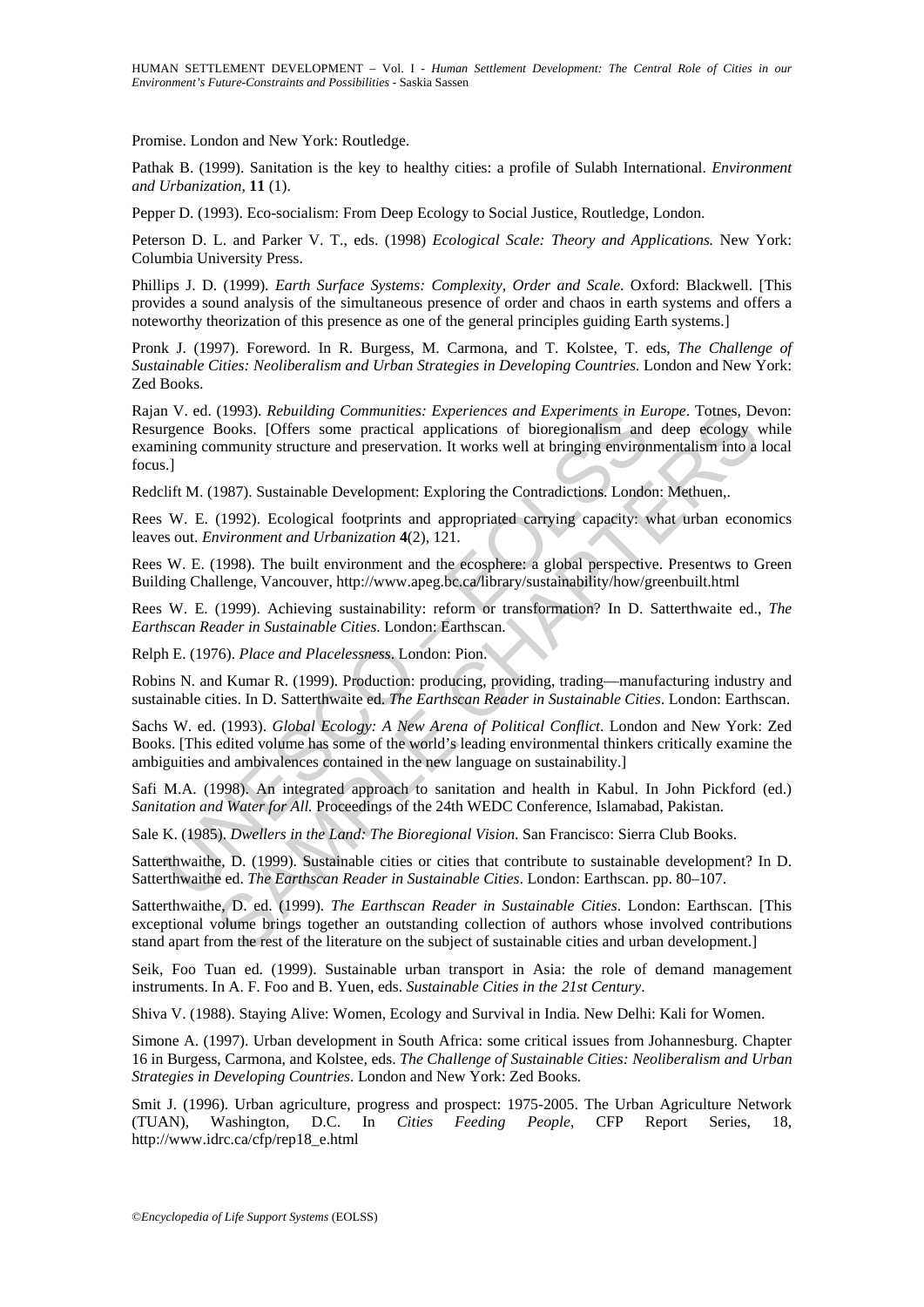Promise. London and New York: Routledge.

Pathak B. (1999). Sanitation is the key to healthy cities: a profile of Sulabh International. *Environment and Urbanization*, **11** (1).

Pepper D. (1993). Eco-socialism: From Deep Ecology to Social Justice, Routledge, London.

Peterson D. L. and Parker V. T., eds. (1998) *Ecological Scale: Theory and Applications.* New York: Columbia University Press.

Phillips J. D. (1999). *Earth Surface Systems: Complexity, Order and Scale*. Oxford: Blackwell. [This provides a sound analysis of the simultaneous presence of order and chaos in earth systems and offers a noteworthy theorization of this presence as one of the general principles guiding Earth systems.]

Pronk J. (1997). Foreword. In R. Burgess, M. Carmona, and T. Kolstee, T. eds, *The Challenge of Sustainable Cities: Neoliberalism and Urban Strategies in Developing Countries.* London and New York: Zed Books.

Rajan V. ed. (1993). *Rebuilding Communities: Experiences and Experiments in Europe*. Totnes, Devon: Resurgence Books. [Offers some practical applications of bioregionalism and deep ecology while examining community structure and preservation. It works well at bringing environmentalism into a local focus.]

Redclift M. (1987). Sustainable Development: Exploring the Contradictions. London: Methuen,.

Rees W. E. (1992). Ecological footprints and appropriated carrying capacity: what urban economics leaves out. *Environment and Urbanization* **4**(2), 121.

Rees W. E. (1998). The built environment and the ecosphere: a global perspective. Presentws to Green Building Challenge, Vancouver, http://www.apeg.bc.ca/library/sustainability/how/greenbuilt.html

Rees W. E. (1999). Achieving sustainability: reform or transformation? In D. Satterthwaite ed., *The Earthscan Reader in Sustainable Cities*. London: Earthscan.

Relph E. (1976). *Place and Placelessness*. London: Pion.

Robins N. and Kumar R. (1999). Production: producing, providing, trading—manufacturing industry and sustainable cities. In D. Satterthwaite ed. *The Earthscan Reader in Sustainable Cities*. London: Earthscan.

Sachs W. ed. (1993). *Global Ecology: A New Arena of Political Conflict*. London and New York: Zed Books. [This edited volume has some of the world's leading environmental thinkers critically examine the ambiguities and ambivalences contained in the new language on sustainability.]

Safi M.A. (1998). An integrated approach to sanitation and health in Kabul. In John Pickford (ed.) *Sanitation and Water for All.* Proceedings of the 24th WEDC Conference, Islamabad, Pakistan.

Sale K. (1985). *Dwellers in the Land: The Bioregional Vision.* San Francisco: Sierra Club Books.

Satterthwaithe, D. (1999). Sustainable cities or cities that contribute to sustainable development? In D. Satterthwaithe ed. *The Earthscan Reader in Sustainable Cities*. London: Earthscan. pp. 80–107.

Satterthwaithe, D. ed. (1999). *The Earthscan Reader in Sustainable Cities*. London: Earthscan. [This exceptional volume brings together an outstanding collection of authors whose involved contributions stand apart from the rest of the literature on the subject of sustainable cities and urban development.]

Seik, Foo Tuan ed. (1999). Sustainable urban transport in Asia: the role of demand management instruments. In A. F. Foo and B. Yuen, eds. *Sustainable Cities in the 21st Century*.

Shiva V. (1988). Staying Alive: Women, Ecology and Survival in India. New Delhi: Kali for Women.

Simone A. (1997). Urban development in South Africa: some critical issues from Johannesburg. Chapter 16 in Burgess, Carmona, and Kolstee, eds. *The Challenge of Sustainable Cities: Neoliberalism and Urban Strategies in Developing Countries*. London and New York: Zed Books.

Smit J. (1996). Urban agriculture, progress and prospect: 1975-2005. The Urban Agriculture Network (TUAN), Washington, D.C. In *Cities Feeding People*, CFP Report Series, 18, http://www.idrc.ca/cfp/rep18_e.html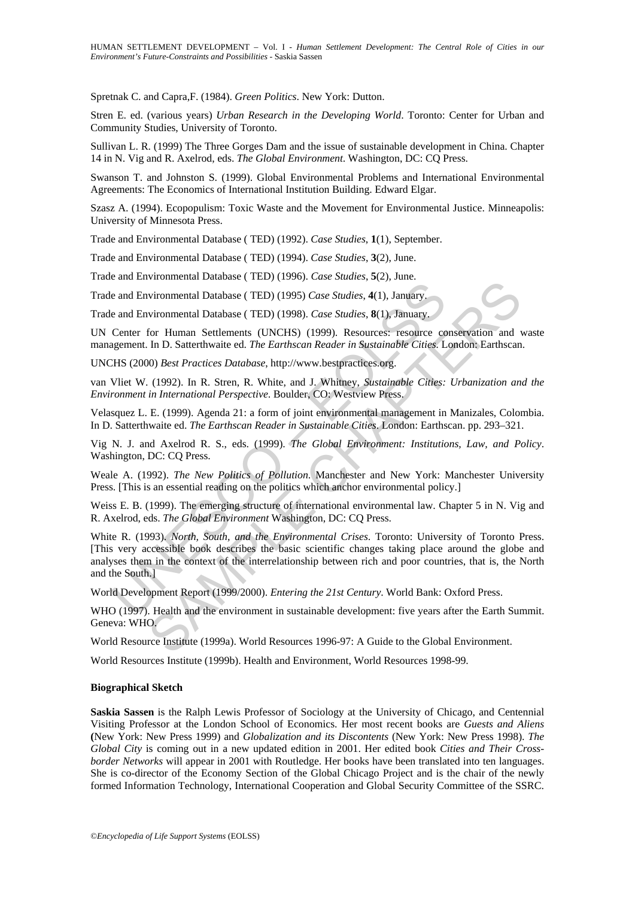Spretnak C. and Capra,F. (1984). *Green Politics*. New York: Dutton.

Stren E. ed. (various years) *Urban Research in the Developing World*. Toronto: Center for Urban and Community Studies, University of Toronto.

Sullivan L. R. (1999) The Three Gorges Dam and the issue of sustainable development in China. Chapter 14 in N. Vig and R. Axelrod, eds. *The Global Environment*. Washington, DC: CQ Press.

Swanson T. and Johnston S. (1999). Global Environmental Problems and International Environmental Agreements: The Economics of International Institution Building. Edward Elgar.

Szasz A. (1994). Ecopopulism: Toxic Waste and the Movement for Environmental Justice. Minneapolis: University of Minnesota Press.

Trade and Environmental Database ( TED) (1992). *Case Studies*, **1**(1), September.

Trade and Environmental Database ( TED) (1994). *Case Studies*, **3**(2), June.

Trade and Environmental Database ( TED) (1996). *Case Studies*, **5**(2), June.

Trade and Environmental Database ( TED) (1995) *Case Studies*, **4**(1), January.

Trade and Environmental Database ( TED) (1998). *Case Studies*, **8**(1), January.

UN Center for Human Settlements (UNCHS) (1999). Resources: resource conservation and waste management. In D. Satterthwaite ed. *The Earthscan Reader in Sustainable Cities*. London: Earthscan.

UNCHS (2000) *Best Practices Database*, http://www.bestpractices.org.

van Vliet W. (1992). In R. Stren, R. White, and J. Whitney, *Sustainable Cities: Urbanization and the Environment in International Perspective*. Boulder, CO: Westview Press.

Velasquez L. E. (1999). Agenda 21: a form of joint environmental management in Manizales, Colombia. In D. Satterthwaite ed. *The Earthscan Reader in Sustainable Cities*. London: Earthscan. pp. 293–321.

Vig N. J. and Axelrod R. S., eds. (1999). *The Global Environment: Institutions, Law, and Policy*. Washington, DC: CQ Press.

Weale A. (1992). *The New Politics of Pollution*. Manchester and New York: Manchester University Press. [This is an essential reading on the politics which anchor environmental policy.]

Weiss E. B. (1999). The emerging structure of international environmental law. Chapter 5 in N. Vig and R. Axelrod, eds. *The Global Environment* Washington, DC: CQ Press.

White R. (1993). *North, South, and the Environmental Crises*. Toronto: University of Toronto Press. [This very accessible book describes the basic scientific changes taking place around the globe and analyses them in the context of the interrelationship between rich and poor countries, that is, the North and the South.]

World Development Report (1999/2000). *Entering the 21st Century*. World Bank: Oxford Press.

WHO (1997). Health and the environment in sustainable development: five years after the Earth Summit. Geneva: WHO.

World Resource Institute (1999a). World Resources 1996-97: A Guide to the Global Environment.

World Resources Institute (1999b). Health and Environment, World Resources 1998-99.

**Biographical Sketch**

**Saskia Sassen** is the Ralph Lewis Professor of Sociology at the University of Chicago, and Centennial Visiting Professor at the London School of Economics. Her most recent books are *Guests and Aliens* **(**New York: New Press 1999) and *Globalization and its Discontents* (New York: New Press 1998). *The Global City* is coming out in a new updated edition in 2001. Her edited book *Cities and Their Cross-border Networks* will appear in 2001 with Routledge. Her books have been translated into ten languages. She is co-director of the Economy Section of the Global Chicago Project and is the chair of the newly formed Information Technology, International Cooperation and Global Security Committee of the SSRC.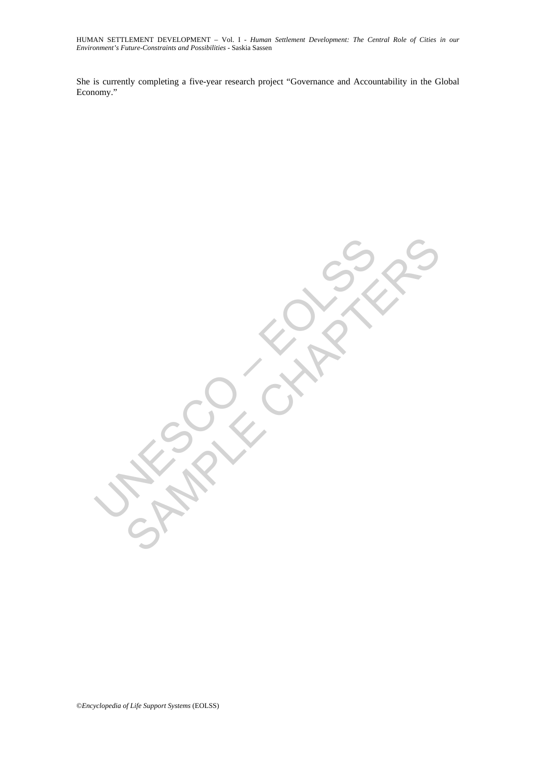She is currently completing a five-year research project "Governance and Accountability in the Global Economy."